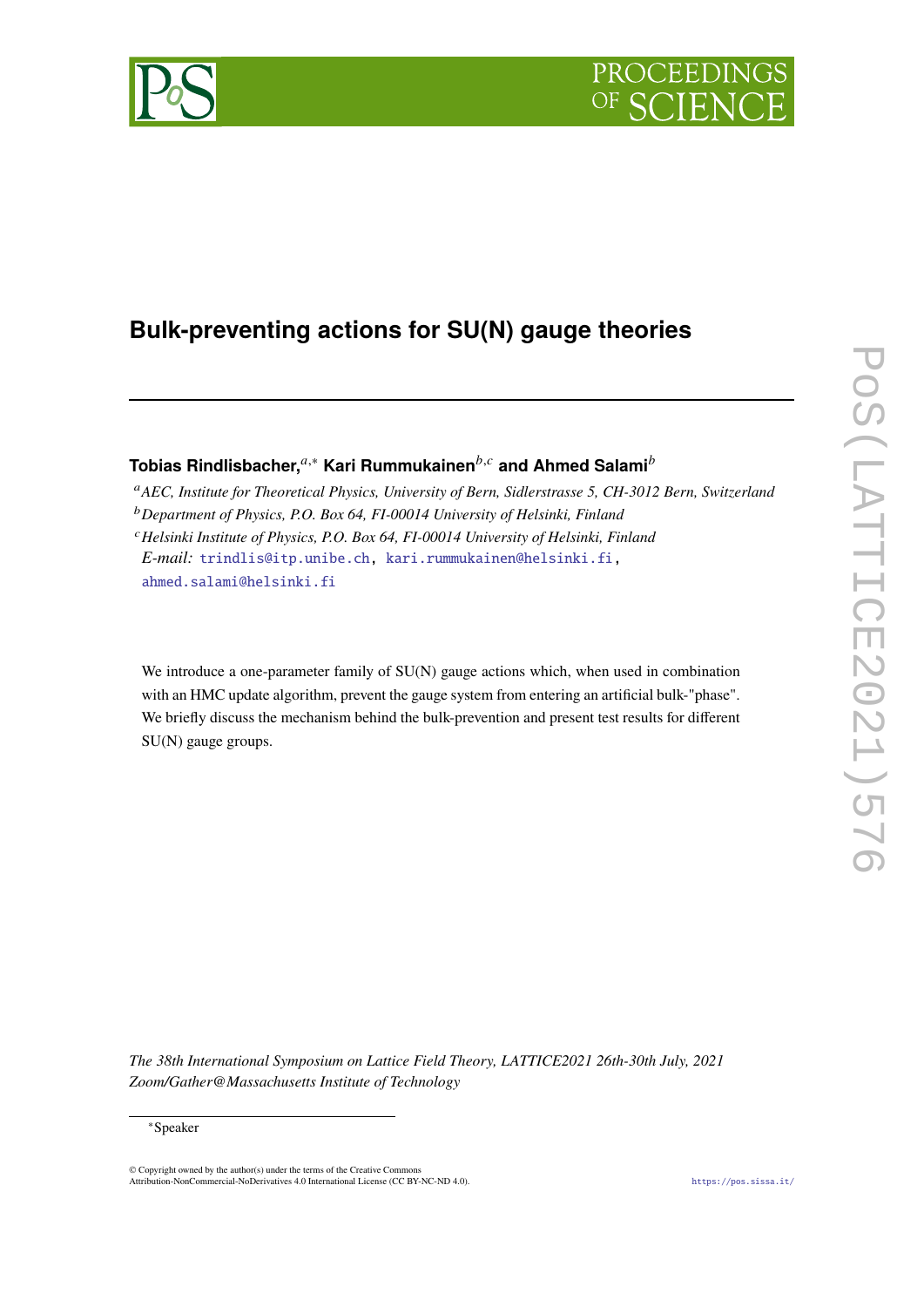# Bulk-preventing actions for SU(N) gauge theories

**Tobias Rindlisbacher,**[a,*] **Kari Rummukainen**[b,c] **and Ahmed Salami**[b]

[a] *AEC, Institute for Theoretical Physics, University of Bern, Sidlerstrasse 5, CH-3012 Bern, Switzerland*
[b] *Department of Physics, P.O. Box 64, FI-00014 University of Helsinki, Finland*
[c] *Helsinki Institute of Physics, P.O. Box 64, FI-00014 University of Helsinki, Finland*
*E-mail:* trindlis@itp.unibe.ch, kari.rummukainen@helsinki.fi, ahmed.salami@helsinki.fi

We introduce a one-parameter family of SU(N) gauge actions which, when used in combination with an HMC update algorithm, prevent the gauge system from entering an artificial bulk-"phase". We briefly discuss the mechanism behind the bulk-prevention and present test results for different SU(N) gauge groups.

*The 38th International Symposium on Lattice Field Theory, LATTICE2021 26th-30th July, 2021 Zoom/Gather@Massachusetts Institute of Technology*

*Speaker

© Copyright owned by the author(s) under the terms of the Creative Commons Attribution-NonCommercial-NoDerivatives 4.0 International License (CC BY-NC-ND 4.0).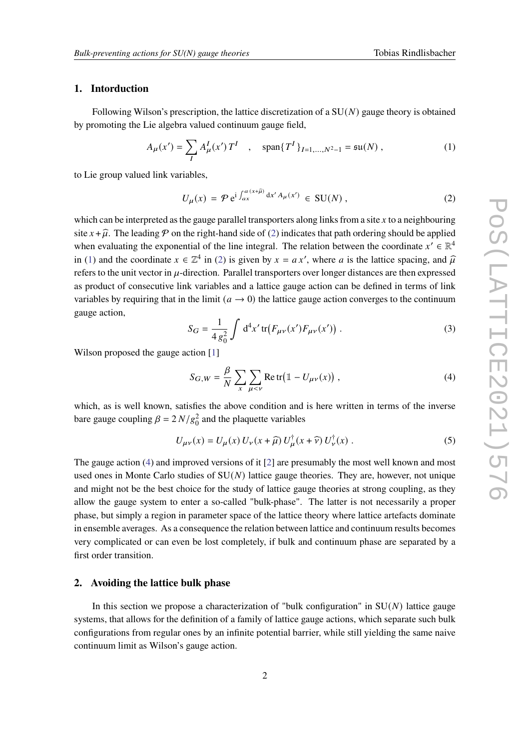## 1. Intorduction

Following Wilson's prescription, the lattice discretization of a $\mathrm{SU}(N)$ gauge theory is obtained by promoting the Lie algebra valued continuum gauge field,

$$A_{\mu}(x') = \sum_{I} A^{I}_{\mu}(x')\, T^{I} \quad , \quad \mathrm{span}\{T^{I}\}_{I=1,\ldots,N^2-1} = \mathfrak{su}(N) \; , \tag{1}$$

to Lie group valued link variables,

$$U_{\mu}(x) \;=\; \mathcal{P}\, \mathrm{e}^{\mathrm{i}\int_{a x}^{a(x+\widehat{\mu})} \mathrm{d}x'\, A_{\mu}(x')} \;\in\; \mathrm{SU}(N) \; , \tag{2}$$

which can be interpreted as the gauge parallel transporters along links from a site $x$ to a neighbouring site $x+\widehat{\mu}$. The leading $\mathcal{P}$ on the right-hand side of (2) indicates that path ordering should be applied when evaluating the exponential of the line integral. The relation between the coordinate $x' \in \mathbb{R}^4$ in (1) and the coordinate $x \in \mathbb{Z}^4$ in (2) is given by $x = a\,x'$, where $a$ is the lattice spacing, and $\widehat{\mu}$ refers to the unit vector in $\mu$-direction. Parallel transporters over longer distances are then expressed as product of consecutive link variables and a lattice gauge action can be defined in terms of link variables by requiring that in the limit ($a \to 0$) the lattice gauge action converges to the continuum gauge action,

$$S_G = \frac{1}{4\,g_0^2}\int \mathrm{d}^4x'\, \mathrm{tr}\big(F_{\mu\nu}(x')F_{\mu\nu}(x')\big) \; . \tag{3}$$

Wilson proposed the gauge action [1]

$$S_{G,W} = \frac{\beta}{N}\sum_{x}\sum_{\mu<\nu} \mathrm{Re}\,\mathrm{tr}\big(\mathbb{1} - U_{\mu\nu}(x)\big) \; , \tag{4}$$

which, as is well known, satisfies the above condition and is here written in terms of the inverse bare gauge coupling $\beta = 2\,N/g_0^2$ and the plaquette variables

$$U_{\mu\nu}(x) = U_{\mu}(x)\, U_{\nu}(x+\widehat{\mu})\, U^{\dagger}_{\mu}(x+\widehat{\nu})\, U^{\dagger}_{\nu}(x) \; . \tag{5}$$

The gauge action (4) and improved versions of it [2] are presumably the most well known and most used ones in Monte Carlo studies of $\mathrm{SU}(N)$ lattice gauge theories. They are, however, not unique and might not be the best choice for the study of lattice gauge theories at strong coupling, as they allow the gauge system to enter a so-called "bulk-phase". The latter is not necessarily a proper phase, but simply a region in parameter space of the lattice theory where lattice artefacts dominate in ensemble averages. As a consequence the relation between lattice and continuum results becomes very complicated or can even be lost completely, if bulk and continuum phase are separated by a first order transition.

## 2. Avoiding the lattice bulk phase

In this section we propose a characterization of "bulk configuration" in $\mathrm{SU}(N)$ lattice gauge systems, that allows for the definition of a family of lattice gauge actions, which separate such bulk configurations from regular ones by an infinite potential barrier, while still yielding the same naive continuum limit as Wilson's gauge action.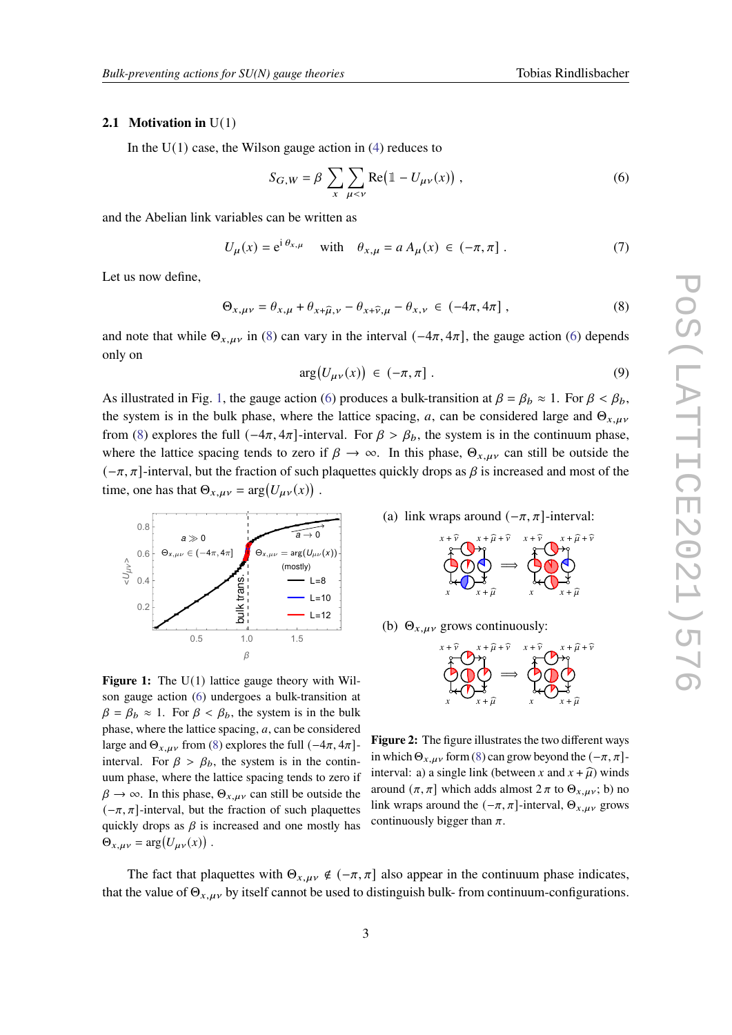### 2.1 Motivation in U(1)

In the U(1) case, the Wilson gauge action in (4) reduces to

$$S_{G,W} = \beta \sum_{x} \sum_{\mu<\nu} \mathrm{Re}\big(\mathbb{1} - U_{\mu\nu}(x)\big) \ , \tag{6}$$

and the Abelian link variables can be written as

$$U_{\mu}(x) = \mathrm{e}^{\mathrm{i}\,\theta_{x,\mu}} \quad \text{with} \quad \theta_{x,\mu} = a\,A_{\mu}(x) \in (-\pi,\pi] \ . \tag{7}$$

Let us now define,

$$\Theta_{x,\mu\nu} = \theta_{x,\mu} + \theta_{x+\hat{\mu},\nu} - \theta_{x+\hat{\nu},\mu} - \theta_{x,\nu} \in (-4\pi, 4\pi] \ , \tag{8}$$

and note that while $\Theta_{x,\mu\nu}$ in (8) can vary in the interval $(-4\pi, 4\pi]$, the gauge action (6) depends only on

$$\arg\big(U_{\mu\nu}(x)\big) \in (-\pi,\pi] \ . \tag{9}$$

As illustrated in Fig. 1, the gauge action (6) produces a bulk-transition at $\beta = \beta_b \approx 1$. For $\beta < \beta_b$, the system is in the bulk phase, where the lattice spacing, $a$, can be considered large and $\Theta_{x,\mu\nu}$ from (8) explores the full $(-4\pi, 4\pi]$-interval. For $\beta > \beta_b$, the system is in the continuum phase, where the lattice spacing tends to zero if $\beta \to \infty$. In this phase, $\Theta_{x,\mu\nu}$ can still be outside the $(-\pi,\pi]$-interval, but the fraction of such plaquettes quickly drops as $\beta$ is increased and most of the time, one has that $\Theta_{x,\mu\nu} = \arg\big(U_{\mu\nu}(x)\big)$ .

**Figure 1:** The U(1) lattice gauge theory with Wilson gauge action (6) undergoes a bulk-transition at $\beta = \beta_b \approx 1$. For $\beta < \beta_b$, the system is in the bulk phase, where the lattice spacing, $a$, can be considered large and $\Theta_{x,\mu\nu}$ from (8) explores the full $(-4\pi, 4\pi]$-interval. For $\beta > \beta_b$, the system is in the continuum phase, where the lattice spacing tends to zero if $\beta \to \infty$. In this phase, $\Theta_{x,\mu\nu}$ can still be outside the $(-\pi,\pi]$-interval, but the fraction of such plaquettes quickly drops as $\beta$ is increased and one mostly has $\Theta_{x,\mu\nu} = \arg\big(U_{\mu\nu}(x)\big)$ .

**Figure 2:** The figure illustrates the two different ways in which $\Theta_{x,\mu\nu}$ form (8) can grow beyond the $(-\pi,\pi]$-interval: a) a single link (between $x$ and $x+\hat{\mu}$) winds around $(\pi,\pi]$ which adds almost $2\pi$ to $\Theta_{x,\mu\nu}$; b) no link wraps around the $(-\pi,\pi]$-interval, $\Theta_{x,\mu\nu}$ grows continuously bigger than $\pi$.

The fact that plaquettes with $\Theta_{x,\mu\nu} \notin (-\pi,\pi]$ also appear in the continuum phase indicates, that the value of $\Theta_{x,\mu\nu}$ by itself cannot be used to distinguish bulk- from continuum-configurations.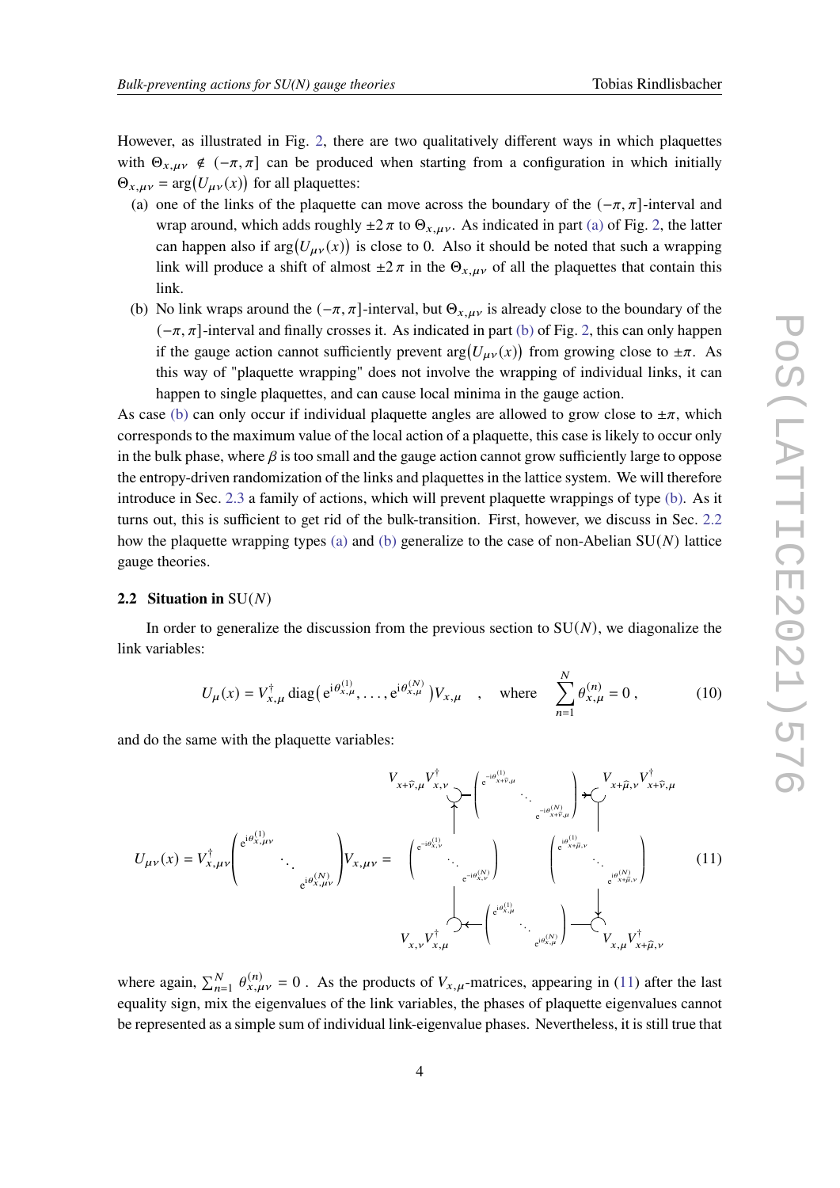However, as illustrated in Fig. 2, there are two qualitatively different ways in which plaquettes with $\Theta_{x,\mu\nu} \notin (-\pi, \pi]$ can be produced when starting from a configuration in which initially $\Theta_{x,\mu\nu} = \arg\big(U_{\mu\nu}(x)\big)$ for all plaquettes:

(a) one of the links of the plaquette can move across the boundary of the $(-\pi, \pi]$-interval and wrap around, which adds roughly $\pm 2\pi$ to $\Theta_{x,\mu\nu}$. As indicated in part (a) of Fig. 2, the latter can happen also if $\arg\big(U_{\mu\nu}(x)\big)$ is close to 0. Also it should be noted that such a wrapping link will produce a shift of almost $\pm 2\pi$ in the $\Theta_{x,\mu\nu}$ of all the plaquettes that contain this link.

(b) No link wraps around the $(-\pi, \pi]$-interval, but $\Theta_{x,\mu\nu}$ is already close to the boundary of the $(-\pi, \pi]$-interval and finally crosses it. As indicated in part (b) of Fig. 2, this can only happen if the gauge action cannot sufficiently prevent $\arg\big(U_{\mu\nu}(x)\big)$ from growing close to $\pm\pi$. As this way of "plaquette wrapping" does not involve the wrapping of individual links, it can happen to single plaquettes, and can cause local minima in the gauge action.

As case (b) can only occur if individual plaquette angles are allowed to grow close to $\pm\pi$, which corresponds to the maximum value of the local action of a plaquette, this case is likely to occur only in the bulk phase, where $\beta$ is too small and the gauge action cannot grow sufficiently large to oppose the entropy-driven randomization of the links and plaquettes in the lattice system. We will therefore introduce in Sec. 2.3 a family of actions, which will prevent plaquette wrappings of type (b). As it turns out, this is sufficient to get rid of the bulk-transition. First, however, we discuss in Sec. 2.2 how the plaquette wrapping types (a) and (b) generalize to the case of non-Abelian SU($N$) lattice gauge theories.

### 2.2 Situation in SU($N$)

In order to generalize the discussion from the previous section to SU($N$), we diagonalize the link variables:

$$U_\mu(x) = V^\dagger_{x,\mu}\,\mathrm{diag}\big(\,e^{i\theta^{(1)}_{x,\mu}}, \ldots, e^{i\theta^{(N)}_{x,\mu}}\,\big)V_{x,\mu} \quad , \quad \text{where} \quad \sum_{n=1}^{N} \theta^{(n)}_{x,\mu} = 0\,, \tag{10}$$

and do the same with the plaquette variables:

$$U_{\mu\nu}(x) = V^\dagger_{x,\mu\nu}\begin{pmatrix} e^{i\theta^{(1)}_{x,\mu\nu}} & & \\ & \ddots & \\ & & e^{i\theta^{(N)}_{x,\mu\nu}} \end{pmatrix} V_{x,\mu\nu} = \quad \begin{matrix} & V_{x+\hat{\nu},\mu}V^\dagger_{x,\nu} \begin{pmatrix} e^{-i\theta^{(1)}_{x+\hat{\nu},\mu}} & & \\ & \ddots & \\ & & e^{-i\theta^{(N)}_{x+\hat{\nu},\mu}} \end{pmatrix} V_{x+\hat{\mu},\nu}V^\dagger_{x+\hat{\nu},\mu} & \\ \begin{pmatrix} e^{-i\theta^{(1)}_{x,\nu}} & & \\ & \ddots & \\ & & e^{-i\theta^{(N)}_{x,\nu}} \end{pmatrix} & & \begin{pmatrix} e^{i\theta^{(1)}_{x+\hat{\mu},\nu}} & & \\ & \ddots & \\ & & e^{i\theta^{(N)}_{x+\hat{\mu},\nu}} \end{pmatrix} \\ & V_{x,\nu}V^\dagger_{x,\mu} \begin{pmatrix} e^{i\theta^{(1)}_{x,\mu}} & & \\ & \ddots & \\ & & e^{i\theta^{(N)}_{x,\mu}} \end{pmatrix} V_{x,\mu}V^\dagger_{x+\hat{\mu},\nu} & \end{matrix} \tag{11}$$

where again, $\sum_{n=1}^{N} \theta^{(n)}_{x,\mu\nu} = 0$ . As the products of $V_{x,\mu}$-matrices, appearing in (11) after the last equality sign, mix the eigenvalues of the link variables, the phases of plaquette eigenvalues cannot be represented as a simple sum of individual link-eigenvalue phases. Nevertheless, it is still true that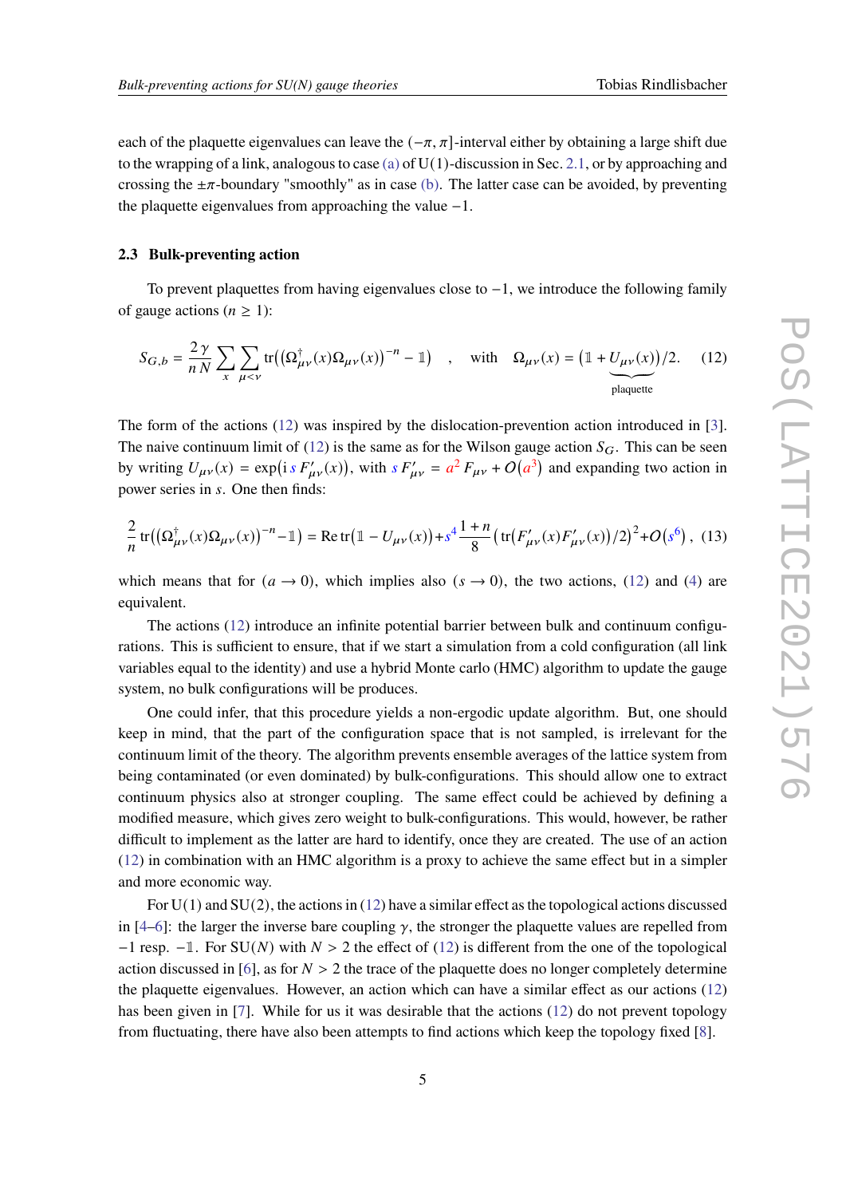each of the plaquette eigenvalues can leave the $(-\pi, \pi]$-interval either by obtaining a large shift due to the wrapping of a link, analogous to case (a) of $\mathrm{U}(1)$-discussion in Sec. 2.1, or by approaching and crossing the $\pm\pi$-boundary "smoothly" as in case (b). The latter case can be avoided, by preventing the plaquette eigenvalues from approaching the value $-1$.

### 2.3 Bulk-preventing action

To prevent plaquettes from having eigenvalues close to $-1$, we introduce the following family of gauge actions ($n \geq 1$):

$$S_{G,b} = \frac{2\,\gamma}{n\,N} \sum_{x} \sum_{\mu<\nu} \mathrm{tr}\big( \big(\Omega^{\dagger}_{\mu\nu}(x)\Omega_{\mu\nu}(x)\big)^{-n} - \mathbb{1} \big) \quad , \quad \text{with} \quad \Omega_{\mu\nu}(x) = \big(\mathbb{1} + \underbrace{U_{\mu\nu}(x)}_{\text{plaquette}}\big)/2. \tag{12}$$

The form of the actions (12) was inspired by the dislocation-prevention action introduced in [3]. The naive continuum limit of (12) is the same as for the Wilson gauge action $S_G$. This can be seen by writing $U_{\mu\nu}(x) = \exp\big(\mathrm{i}\, s\, F'_{\mu\nu}(x)\big)$, with $s\, F'_{\mu\nu} = a^2\, F_{\mu\nu} + O(a^3)$ and expanding two action in power series in $s$. One then finds:

$$\frac{2}{n}\,\mathrm{tr}\big( \big(\Omega^{\dagger}_{\mu\nu}(x)\Omega_{\mu\nu}(x)\big)^{-n} - \mathbb{1} \big) = \mathrm{Re}\,\mathrm{tr}\big(\mathbb{1} - U_{\mu\nu}(x)\big) + s^4 \frac{1+n}{8} \big( \mathrm{tr}\big(F'_{\mu\nu}(x)F'_{\mu\nu}(x)\big)/2\big)^2 + O\big(s^6\big)\,, \tag{13}$$

which means that for $(a \to 0)$, which implies also $(s \to 0)$, the two actions, (12) and (4) are equivalent.

The actions (12) introduce an infinite potential barrier between bulk and continuum configurations. This is sufficient to ensure, that if we start a simulation from a cold configuration (all link variables equal to the identity) and use a hybrid Monte carlo (HMC) algorithm to update the gauge system, no bulk configurations will be produces.

One could infer, that this procedure yields a non-ergodic update algorithm. But, one should keep in mind, that the part of the configuration space that is not sampled, is irrelevant for the continuum limit of the theory. The algorithm prevents ensemble averages of the lattice system from being contaminated (or even dominated) by bulk-configurations. This should allow one to extract continuum physics also at stronger coupling. The same effect could be achieved by defining a modified measure, which gives zero weight to bulk-configurations. This would, however, be rather difficult to implement as the latter are hard to identify, once they are created. The use of an action (12) in combination with an HMC algorithm is a proxy to achieve the same effect but in a simpler and more economic way.

For $\mathrm{U}(1)$ and $\mathrm{SU}(2)$, the actions in (12) have a similar effect as the topological actions discussed in [4–6]: the larger the inverse bare coupling $\gamma$, the stronger the plaquette values are repelled from $-1$ resp. $-\mathbb{1}$. For $\mathrm{SU}(N)$ with $N > 2$ the effect of (12) is different from the one of the topological action discussed in [6], as for $N > 2$ the trace of the plaquette does no longer completely determine the plaquette eigenvalues. However, an action which can have a similar effect as our actions (12) has been given in [7]. While for us it was desirable that the actions (12) do not prevent topology from fluctuating, there have also been attempts to find actions which keep the topology fixed [8].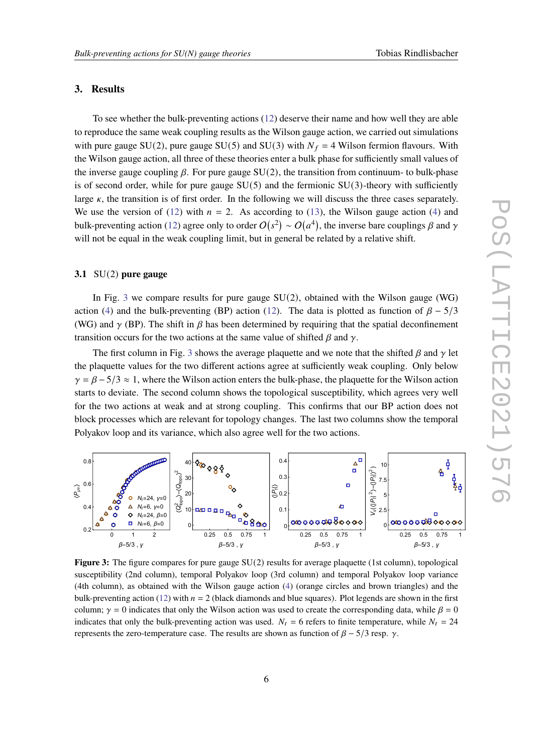## 3. Results

To see whether the bulk-preventing actions (12) deserve their name and how well they are able to reproduce the same weak coupling results as the Wilson gauge action, we carried out simulations with pure gauge SU(2), pure gauge SU(5) and SU(3) with $N_f = 4$ Wilson fermion flavours. With the Wilson gauge action, all three of these theories enter a bulk phase for sufficiently small values of the inverse gauge coupling $\beta$. For pure gauge SU(2), the transition from continuum- to bulk-phase is of second order, while for pure gauge SU(5) and the fermionic SU(3)-theory with sufficiently large $\kappa$, the transition is of first order. In the following we will discuss the three cases separately. We use the version of (12) with $n = 2$. As according to (13), the Wilson gauge action (4) and bulk-preventing action (12) agree only to order $O(s^2) \sim O(a^4)$, the inverse bare couplings $\beta$ and $\gamma$ will not be equal in the weak coupling limit, but in general be related by a relative shift.

### 3.1 SU(2) pure gauge

In Fig. 3 we compare results for pure gauge SU(2), obtained with the Wilson gauge (WG) action (4) and the bulk-preventing (BP) action (12). The data is plotted as function of $\beta - 5/3$ (WG) and $\gamma$ (BP). The shift in $\beta$ has been determined by requiring that the spatial deconfinement transition occurs for the two actions at the same value of shifted $\beta$ and $\gamma$.

The first column in Fig. 3 shows the average plaquette and we note that the shifted $\beta$ and $\gamma$ let the plaquette values for the two different actions agree at sufficiently weak coupling. Only below $\gamma = \beta - 5/3 \approx 1$, where the Wilson action enters the bulk-phase, the plaquette for the Wilson action starts to deviate. The second column shows the topological susceptibility, which agrees very well for the two actions at weak and at strong coupling. This confirms that our BP action does not block processes which are relevant for topology changes. The last two columns show the temporal Polyakov loop and its variance, which also agree well for the two actions.

**Figure 3:** The figure compares for pure gauge SU(2) results for average plaquette (1st column), topological susceptibility (2nd column), temporal Polyakov loop (3rd column) and temporal Polyakov loop variance (4th column), as obtained with the Wilson gauge action (4) (orange circles and brown triangles) and the bulk-preventing action (12) with $n = 2$ (black diamonds and blue squares). Plot legends are shown in the first column; $\gamma = 0$ indicates that only the Wilson action was used to create the corresponding data, while $\beta = 0$ indicates that only the bulk-preventing action was used. $N_t = 6$ refers to finite temperature, while $N_t = 24$ represents the zero-temperature case. The results are shown as function of $\beta - 5/3$ resp. $\gamma$.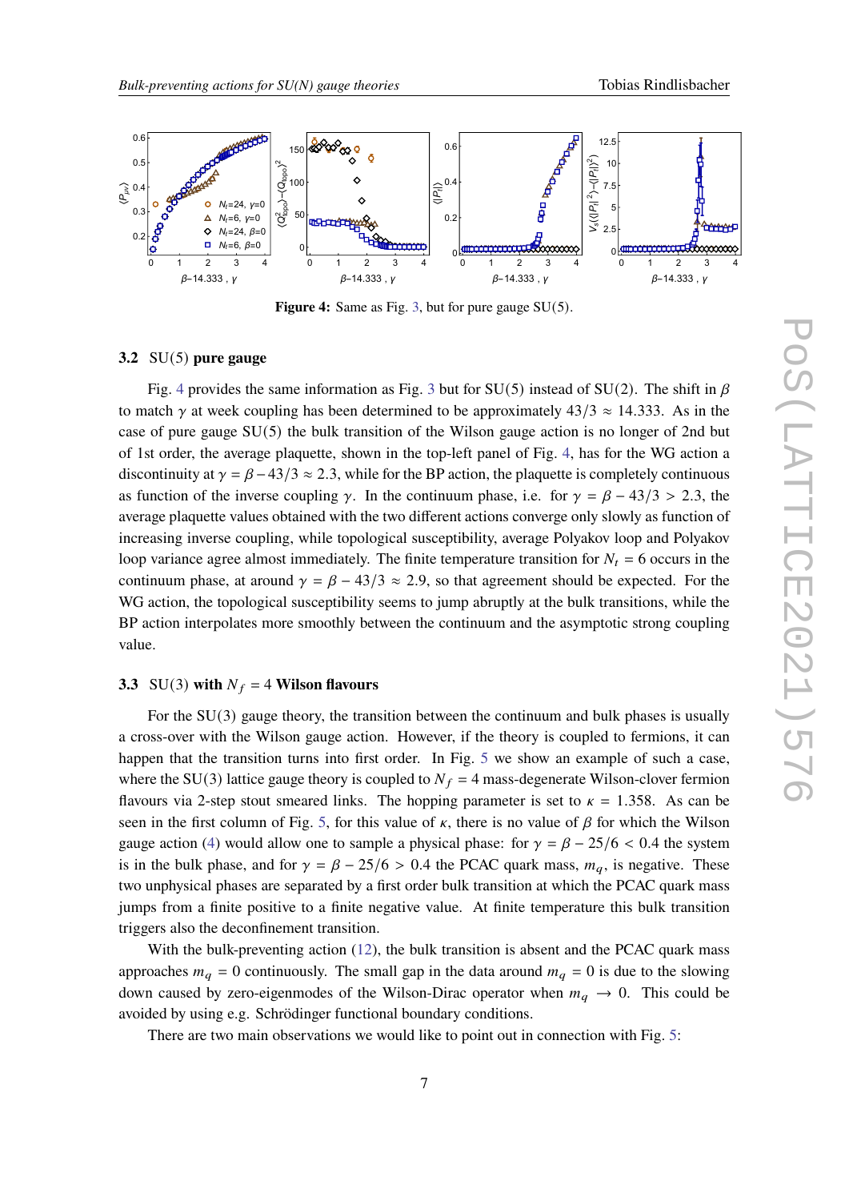**Figure 4:** Same as Fig. 3, but for pure gauge SU(5).

### 3.2 SU(5) pure gauge

Fig. 4 provides the same information as Fig. 3 but for SU(5) instead of SU(2). The shift in $\beta$ to match $\gamma$ at week coupling has been determined to be approximately $43/3 \approx 14.333$. As in the case of pure gauge SU(5) the bulk transition of the Wilson gauge action is no longer of 2nd but of 1st order, the average plaquette, shown in the top-left panel of Fig. 4, has for the WG action a discontinuity at $\gamma = \beta - 43/3 \approx 2.3$, while for the BP action, the plaquette is completely continuous as function of the inverse coupling $\gamma$. In the continuum phase, i.e. for $\gamma = \beta - 43/3 > 2.3$, the average plaquette values obtained with the two different actions converge only slowly as function of increasing inverse coupling, while topological susceptibility, average Polyakov loop and Polyakov loop variance agree almost immediately. The finite temperature transition for $N_t = 6$ occurs in the continuum phase, at around $\gamma = \beta - 43/3 \approx 2.9$, so that agreement should be expected. For the WG action, the topological susceptibility seems to jump abruptly at the bulk transitions, while the BP action interpolates more smoothly between the continuum and the asymptotic strong coupling value.

### 3.3 SU(3) with $N_f = 4$ Wilson flavours

For the SU(3) gauge theory, the transition between the continuum and bulk phases is usually a cross-over with the Wilson gauge action. However, if the theory is coupled to fermions, it can happen that the transition turns into first order. In Fig. 5 we show an example of such a case, where the SU(3) lattice gauge theory is coupled to $N_f = 4$ mass-degenerate Wilson-clover fermion flavours via 2-step stout smeared links. The hopping parameter is set to $\kappa = 1.358$. As can be seen in the first column of Fig. 5, for this value of $\kappa$, there is no value of $\beta$ for which the Wilson gauge action (4) would allow one to sample a physical phase: for $\gamma = \beta - 25/6 < 0.4$ the system is in the bulk phase, and for $\gamma = \beta - 25/6 > 0.4$ the PCAC quark mass, $m_q$, is negative. These two unphysical phases are separated by a first order bulk transition at which the PCAC quark mass jumps from a finite positive to a finite negative value. At finite temperature this bulk transition triggers also the deconfinement transition.

With the bulk-preventing action (12), the bulk transition is absent and the PCAC quark mass approaches $m_q = 0$ continuously. The small gap in the data around $m_q = 0$ is due to the slowing down caused by zero-eigenmodes of the Wilson-Dirac operator when $m_q \to 0$. This could be avoided by using e.g. Schrödinger functional boundary conditions.

There are two main observations we would like to point out in connection with Fig. 5: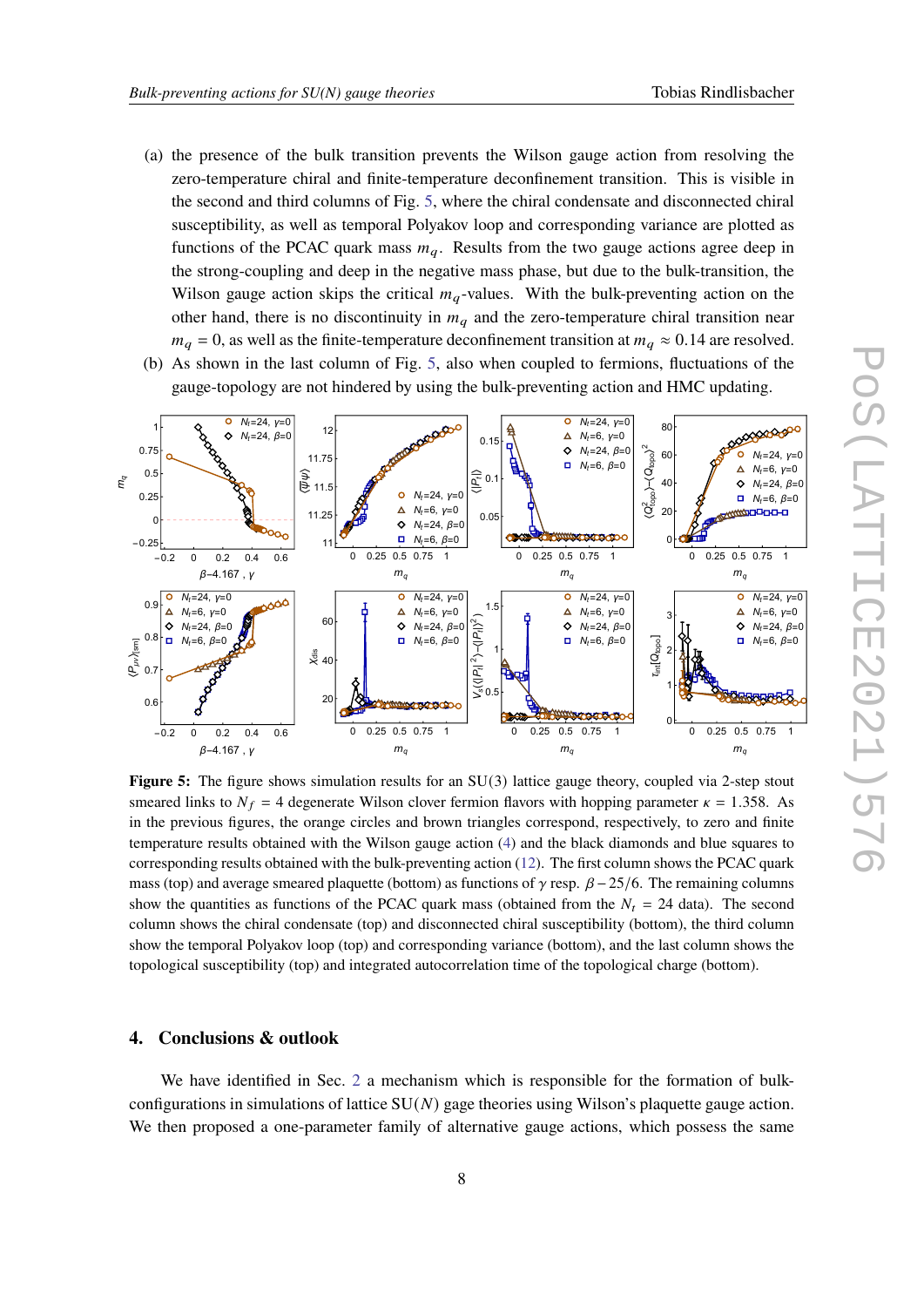(a) the presence of the bulk transition prevents the Wilson gauge action from resolving the zero-temperature chiral and finite-temperature deconfinement transition. This is visible in the second and third columns of Fig. 5, where the chiral condensate and disconnected chiral susceptibility, as well as temporal Polyakov loop and corresponding variance are plotted as functions of the PCAC quark mass $m_q$. Results from the two gauge actions agree deep in the strong-coupling and deep in the negative mass phase, but due to the bulk-transition, the Wilson gauge action skips the critical $m_q$-values. With the bulk-preventing action on the other hand, there is no discontinuity in $m_q$ and the zero-temperature chiral transition near $m_q = 0$, as well as the finite-temperature deconfinement transition at $m_q \approx 0.14$ are resolved.

(b) As shown in the last column of Fig. 5, also when coupled to fermions, fluctuations of the gauge-topology are not hindered by using the bulk-preventing action and HMC updating.

**Figure 5:** The figure shows simulation results for an SU(3) lattice gauge theory, coupled via 2-step stout smeared links to $N_f = 4$ degenerate Wilson clover fermion flavors with hopping parameter $\kappa = 1.358$. As in the previous figures, the orange circles and brown triangles correspond, respectively, to zero and finite temperature results obtained with the Wilson gauge action (4) and the black diamonds and blue squares to corresponding results obtained with the bulk-preventing action (12). The first column shows the PCAC quark mass (top) and average smeared plaquette (bottom) as functions of $\gamma$ resp. $\beta - 25/6$. The remaining columns show the quantities as functions of the PCAC quark mass (obtained from the $N_t = 24$ data). The second column shows the chiral condensate (top) and disconnected chiral susceptibility (bottom), the third column show the temporal Polyakov loop (top) and corresponding variance (bottom), and the last column shows the topological susceptibility (top) and integrated autocorrelation time of the topological charge (bottom).

## 4. Conclusions & outlook

We have identified in Sec. 2 a mechanism which is responsible for the formation of bulk-configurations in simulations of lattice SU($N$) gage theories using Wilson's plaquette gauge action. We then proposed a one-parameter family of alternative gauge actions, which possess the same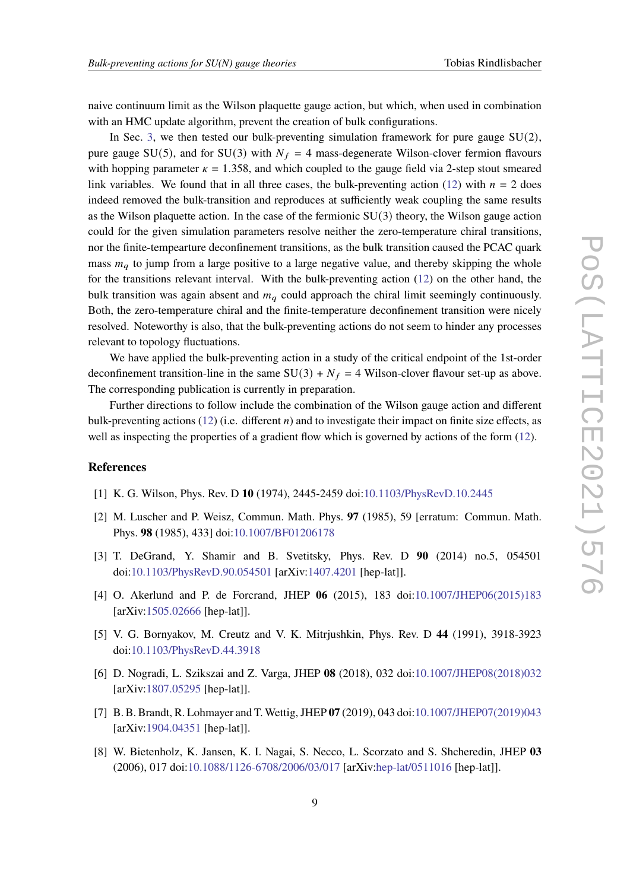naive continuum limit as the Wilson plaquette gauge action, but which, when used in combination with an HMC update algorithm, prevent the creation of bulk configurations.

In Sec. 3, we then tested our bulk-preventing simulation framework for pure gauge SU(2), pure gauge SU(5), and for SU(3) with $N_f = 4$ mass-degenerate Wilson-clover fermion flavours with hopping parameter $\kappa = 1.358$, and which coupled to the gauge field via 2-step stout smeared link variables. We found that in all three cases, the bulk-preventing action (12) with $n = 2$ does indeed removed the bulk-transition and reproduces at sufficiently weak coupling the same results as the Wilson plaquette action. In the case of the fermionic SU(3) theory, the Wilson gauge action could for the given simulation parameters resolve neither the zero-temperature chiral transitions, nor the finite-tempearture deconfinement transitions, as the bulk transition caused the PCAC quark mass $m_q$ to jump from a large positive to a large negative value, and thereby skipping the whole for the transitions relevant interval. With the bulk-preventing action (12) on the other hand, the bulk transition was again absent and $m_q$ could approach the chiral limit seemingly continuously. Both, the zero-temperature chiral and the finite-temperature deconfinement transition were nicely resolved. Noteworthy is also, that the bulk-preventing actions do not seem to hinder any processes relevant to topology fluctuations.

We have applied the bulk-preventing action in a study of the critical endpoint of the 1st-order deconfinement transition-line in the same SU(3) + $N_f = 4$ Wilson-clover flavour set-up as above. The corresponding publication is currently in preparation.

Further directions to follow include the combination of the Wilson gauge action and different bulk-preventing actions (12) (i.e. different $n$) and to investigate their impact on finite size effects, as well as inspecting the properties of a gradient flow which is governed by actions of the form (12).

## References

[1] K. G. Wilson, Phys. Rev. D **10** (1974), 2445-2459 doi:10.1103/PhysRevD.10.2445

[2] M. Luscher and P. Weisz, Commun. Math. Phys. **97** (1985), 59 [erratum: Commun. Math. Phys. **98** (1985), 433] doi:10.1007/BF01206178

[3] T. DeGrand, Y. Shamir and B. Svetitsky, Phys. Rev. D **90** (2014) no.5, 054501 doi:10.1103/PhysRevD.90.054501 [arXiv:1407.4201 [hep-lat]].

[4] O. Akerlund and P. de Forcrand, JHEP **06** (2015), 183 doi:10.1007/JHEP06(2015)183 [arXiv:1505.02666 [hep-lat]].

[5] V. G. Bornyakov, M. Creutz and V. K. Mitrjushkin, Phys. Rev. D **44** (1991), 3918-3923 doi:10.1103/PhysRevD.44.3918

[6] D. Nogradi, L. Szikszai and Z. Varga, JHEP **08** (2018), 032 doi:10.1007/JHEP08(2018)032 [arXiv:1807.05295 [hep-lat]].

[7] B. B. Brandt, R. Lohmayer and T. Wettig, JHEP **07** (2019), 043 doi:10.1007/JHEP07(2019)043 [arXiv:1904.04351 [hep-lat]].

[8] W. Bietenholz, K. Jansen, K. I. Nagai, S. Necco, L. Scorzato and S. Shcheredin, JHEP **03** (2006), 017 doi:10.1088/1126-6708/2006/03/017 [arXiv:hep-lat/0511016 [hep-lat]].